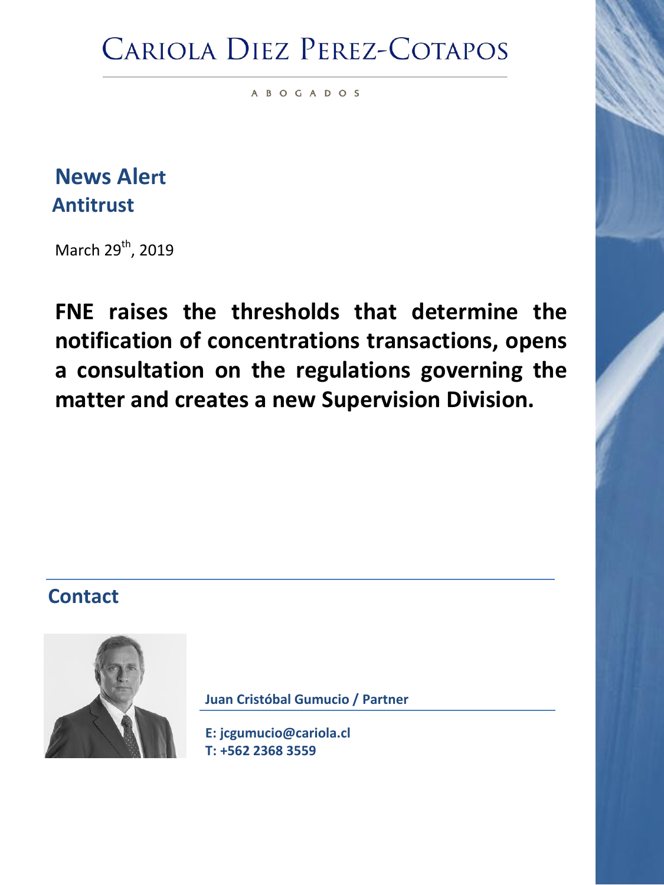# CARIOLA DIEZ PEREZ-COTAPOS

ABOGADOS

## News Alert
### Antitrust

March 29th, 2019

**FNE raises the thresholds that determine the notification of concentrations transactions, opens a consultation on the regulations governing the matter and creates a new Supervision Division.**

## Contact

**Juan Cristóbal Gumucio / Partner**

**E: jcgumucio@cariola.cl**
**T: +562 2368 3559**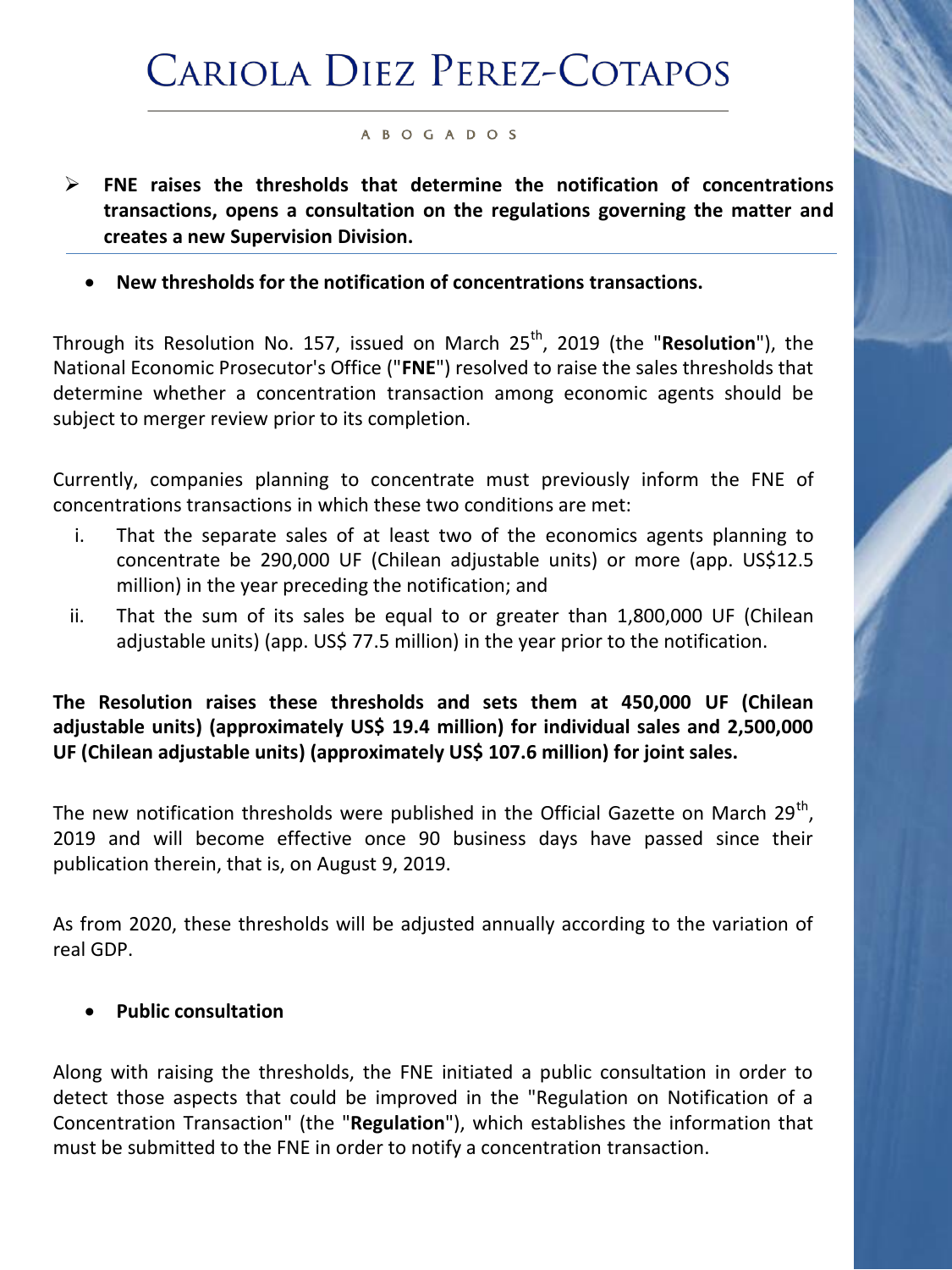- **FNE raises the thresholds that determine the notification of concentrations transactions, opens a consultation on the regulations governing the matter and creates a new Supervision Division.**

---

- **New thresholds for the notification of concentrations transactions.**

Through its Resolution No. 157, issued on March 25th, 2019 (the "**Resolution**"), the National Economic Prosecutor's Office ("**FNE**") resolved to raise the sales thresholds that determine whether a concentration transaction among economic agents should be subject to merger review prior to its completion.

Currently, companies planning to concentrate must previously inform the FNE of concentrations transactions in which these two conditions are met:

i. That the separate sales of at least two of the economics agents planning to concentrate be 290,000 UF (Chilean adjustable units) or more (app. US$12.5 million) in the year preceding the notification; and

ii. That the sum of its sales be equal to or greater than 1,800,000 UF (Chilean adjustable units) (app. US$ 77.5 million) in the year prior to the notification.

**The Resolution raises these thresholds and sets them at 450,000 UF (Chilean adjustable units) (approximately US$ 19.4 million) for individual sales and 2,500,000 UF (Chilean adjustable units) (approximately US$ 107.6 million) for joint sales.**

The new notification thresholds were published in the Official Gazette on March 29th, 2019 and will become effective once 90 business days have passed since their publication therein, that is, on August 9, 2019.

As from 2020, these thresholds will be adjusted annually according to the variation of real GDP.

- **Public consultation**

Along with raising the thresholds, the FNE initiated a public consultation in order to detect those aspects that could be improved in the "Regulation on Notification of a Concentration Transaction" (the "**Regulation**"), which establishes the information that must be submitted to the FNE in order to notify a concentration transaction.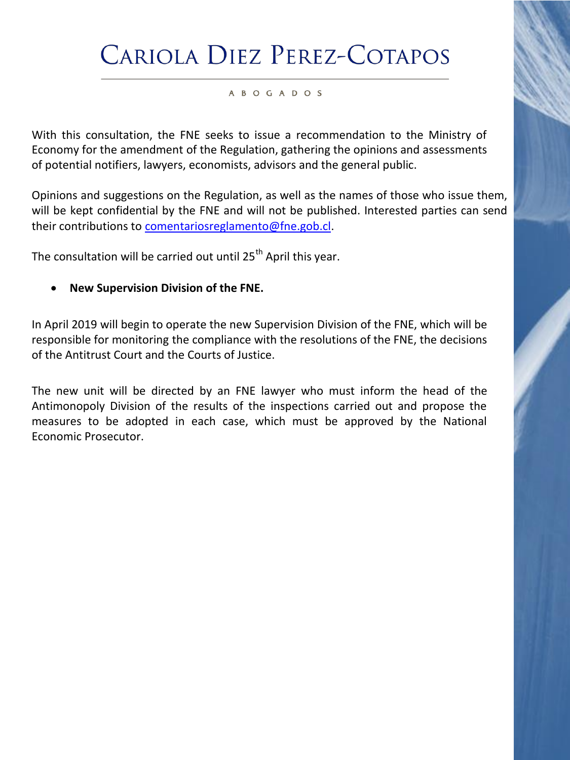With this consultation, the FNE seeks to issue a recommendation to the Ministry of Economy for the amendment of the Regulation, gathering the opinions and assessments of potential notifiers, lawyers, economists, advisors and the general public.

Opinions and suggestions on the Regulation, as well as the names of those who issue them, will be kept confidential by the FNE and will not be published. Interested parties can send their contributions to comentariosreglamento@fne.gob.cl.

The consultation will be carried out until 25th April this year.

- **New Supervision Division of the FNE.**

In April 2019 will begin to operate the new Supervision Division of the FNE, which will be responsible for monitoring the compliance with the resolutions of the FNE, the decisions of the Antitrust Court and the Courts of Justice.

The new unit will be directed by an FNE lawyer who must inform the head of the Antimonopoly Division of the results of the inspections carried out and propose the measures to be adopted in each case, which must be approved by the National Economic Prosecutor.